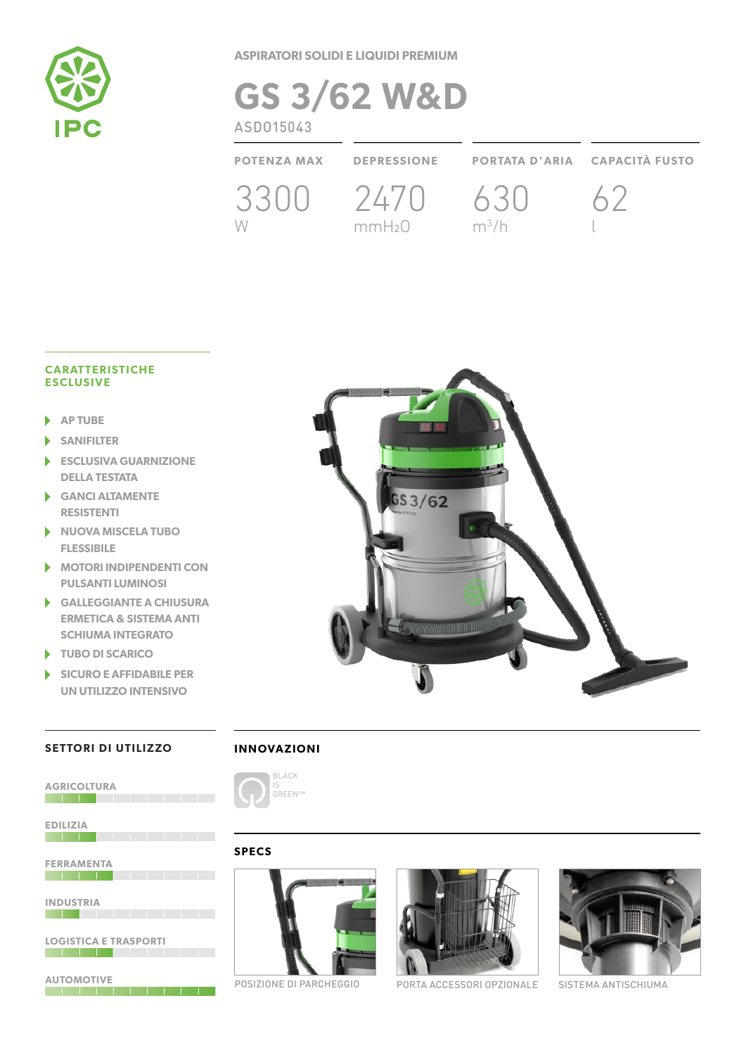IPC

ASPIRATORI SOLIDI E LIQUIDI PREMIUM

# GS 3/62 W&D

ASD015043

| POTENZA MAX | DEPRESSIONE | PORTATA D'ARIA | CAPACITÀ FUSTO |
|---|---|---|---|
| 3300 W | 2470 $mmH_2O$ | 630 $m^3/h$ | 62 l |

## CARATTERISTICHE ESCLUSIVE

- AP TUBE
- SANIFILTER
- ESCLUSIVA GUARNIZIONE DELLA TESTATA
- GANCI ALTAMENTE RESISTENTI
- NUOVA MISCELA TUBO FLESSIBILE
- MOTORI INDIPENDENTI CON PULSANTI LUMINOSI
- GALLEGGIANTE A CHIUSURA ERMETICA & SISTEMA ANTI SCHIUMA INTEGRATO
- TUBO DI SCARICO
- SICURO E AFFIDABILE PER UN UTILIZZO INTENSIVO

## SETTORI DI UTILIZZO

- AGRICOLTURA
- EDILIZIA
- FERRAMENTA
- INDUSTRIA
- LOGISTICA E TRASPORTI
- AUTOMOTIVE

## INNOVAZIONI

BLACK IS GREEN™

## SPECS

POSIZIONE DI PARCHEGGIO

PORTA ACCESSORI OPZIONALE

SISTEMA ANTISCHIUMA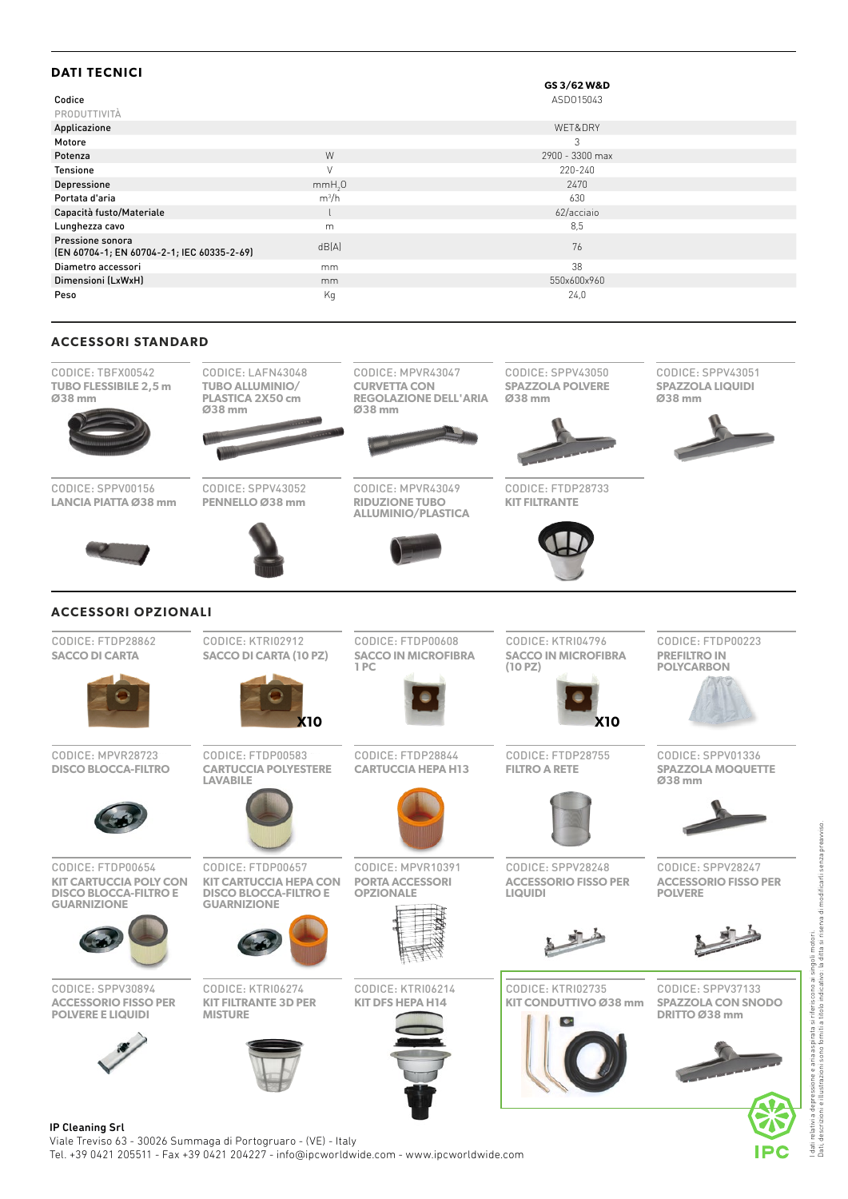## DATI TECNICI

| | | GS 3/62 W&D |
|---|---|---|
| Codice | | ASD015043 |
| PRODUTTIVITÀ | | |
| Applicazione | | WET&DRY |
| Motore | | 3 |
| Potenza | W | 2900 - 3300 max |
| Tensione | V | 220-240 |
| Depressione | $mmH_2O$ | 2470 |
| Portata d'aria | $m^3/h$ | 630 |
| Capacità fusto/Materiale | l | 62/acciaio |
| Lunghezza cavo | m | 8,5 |
| Pressione sonora (EN 60704-1; EN 60704-2-1; IEC 60335-2-69) | dB(A) | 76 |
| Diametro accessori | mm | 38 |
| Dimensioni (LxWxH) | mm | 550x600x960 |
| Peso | Kg | 24,0 |

## ACCESSORI STANDARD

- CODICE: TBFX00542 — **TUBO FLESSIBILE 2,5 m Ø38 mm**
- CODICE: LAFN43048 — **TUBO ALLUMINIO/ PLASTICA 2X50 cm Ø38 mm**
- CODICE: MPVR43047 — **CURVETTA CON REGOLAZIONE DELL'ARIA Ø38 mm**
- CODICE: SPPV43050 — **SPAZZOLA POLVERE Ø38 mm**
- CODICE: SPPV43051 — **SPAZZOLA LIQUIDI Ø38 mm**
- CODICE: SPPV00156 — **LANCIA PIATTA Ø38 mm**
- CODICE: SPPV43052 — **PENNELLO Ø38 mm**
- CODICE: MPVR43049 — **RIDUZIONE TUBO ALLUMINIO/PLASTICA**
- CODICE: FTDP28733 — **KIT FILTRANTE**

## ACCESSORI OPZIONALI

- CODICE: FTDP28862 — **SACCO DI CARTA**
- CODICE: KTRI02912 — **SACCO DI CARTA (10 PZ)** — X10
- CODICE: FTDP00608 — **SACCO IN MICROFIBRA 1 PC**
- CODICE: KTRI04796 — **SACCO IN MICROFIBRA (10 PZ)** — X10
- CODICE: FTDP00223 — **PREFILTRO IN POLYCARBON**
- CODICE: MPVR28723 — **DISCO BLOCCA-FILTRO**
- CODICE: FTDP00583 — **CARTUCCIA POLYESTERE LAVABILE**
- CODICE: FTDP28844 — **CARTUCCIA HEPA H13**
- CODICE: FTDP28755 — **FILTRO A RETE**
- CODICE: SPPV01336 — **SPAZZOLA MOQUETTE Ø38 mm**
- CODICE: FTDP00654 — **KIT CARTUCCIA POLY CON DISCO BLOCCA-FILTRO E GUARNIZIONE**
- CODICE: FTDP00657 — **KIT CARTUCCIA HEPA CON DISCO BLOCCA-FILTRO E GUARNIZIONE**
- CODICE: MPVR10391 — **PORTA ACCESSORI OPZIONALE**
- CODICE: SPPV28248 — **ACCESSORIO FISSO PER LIQUIDI**
- CODICE: SPPV28247 — **ACCESSORIO FISSO PER POLVERE**
- CODICE: SPPV30894 — **ACCESSORIO FISSO PER POLVERE E LIQUIDI**
- CODICE: KTRI06274 — **KIT FILTRANTE 3D PER MISTURE**
- CODICE: KTRI06214 — **KIT DFS HEPA H14**
- CODICE: KTRI02735 — **KIT CONDUTTIVO Ø38 mm**
- CODICE: SPPV37133 — **SPAZZOLA CON SNODO DRITTO Ø38 mm**

**IP Cleaning Srl**
Viale Treviso 63 - 30026 Summaga di Portogruaro - (VE) - Italy
Tel. +39 0421 205511 - Fax +39 0421 204227 - info@ipcworldwide.com - www.ipcworldwide.com

IPC

I dati relativi a depressione e aria aspirata si riferiscono ai singoli motori.
Dati, descrizioni e illustrazioni sono forniti a titolo indicativo: la ditta si riserva di modificarli senza preavviso.